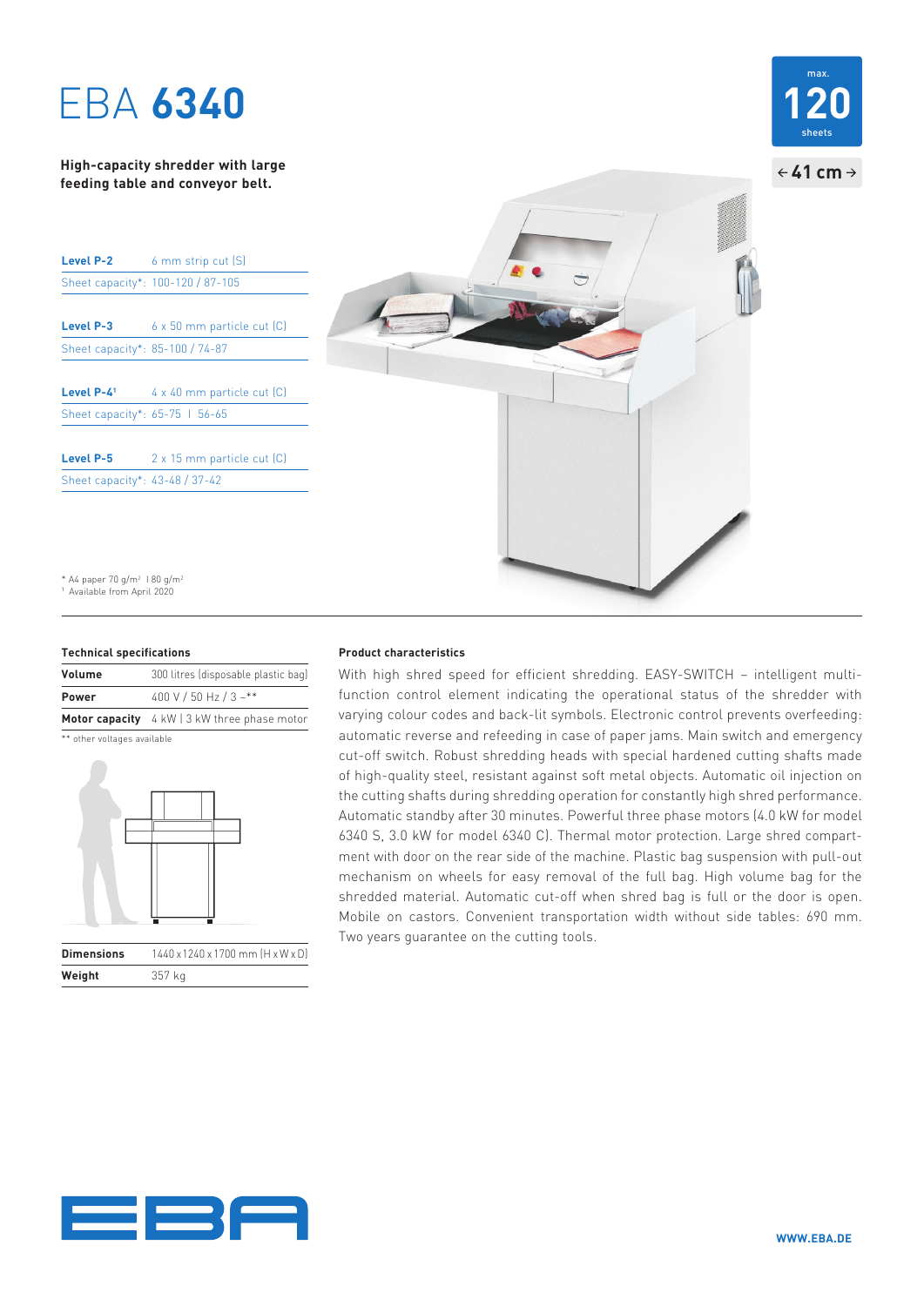# EBA **6340**

max. **120** sheets

← **41 cm** →

**High-capacity shredder with large feeding table and conveyor belt.**

| | |
|---|---|
| **Level P-2** | 6 mm strip cut (S) |
| Sheet capacity*: | 100-120 / 87-105 |
| **Level P-3** | 6 x 50 mm particle cut (C) |
| Sheet capacity*: | 85-100 / 74-87 |
| **Level P-4**[1] | 4 x 40 mm particle cut (C) |
| Sheet capacity*: | 65-75 I 56-65 |
| **Level P-5** | 2 x 15 mm particle cut (C) |
| Sheet capacity*: | 43-48 / 37-42 |

\* A4 paper 70 g/m² I 80 g/m²
[1] Available from April 2020

### Technical specifications

| | |
|---|---|
| **Volume** | 300 litres (disposable plastic bag) |
| **Power** | 400 V / 50 Hz / 3 ~** |
| **Motor capacity** | 4 kW I 3 kW three phase motor |

** other voltages available

| | |
|---|---|
| **Dimensions** | 1440 x 1240 x 1700 mm (H x W x D) |
| **Weight** | 357 kg |

### Product characteristics

With high shred speed for efficient shredding. EASY-SWITCH – intelligent multi-function control element indicating the operational status of the shredder with varying colour codes and back-lit symbols. Electronic control prevents overfeeding: automatic reverse and refeeding in case of paper jams. Main switch and emergency cut-off switch. Robust shredding heads with special hardened cutting shafts made of high-quality steel, resistant against soft metal objects. Automatic oil injection on the cutting shafts during shredding operation for constantly high shred performance. Automatic standby after 30 minutes. Powerful three phase motors (4.0 kW for model 6340 S, 3.0 kW for model 6340 C). Thermal motor protection. Large shred compartment with door on the rear side of the machine. Plastic bag suspension with pull-out mechanism on wheels for easy removal of the full bag. High volume bag for the shredded material. Automatic cut-off when shred bag is full or the door is open. Mobile on castors. Convenient transportation width without side tables: 690 mm. Two years guarantee on the cutting tools.

EBA

WWW.EBA.DE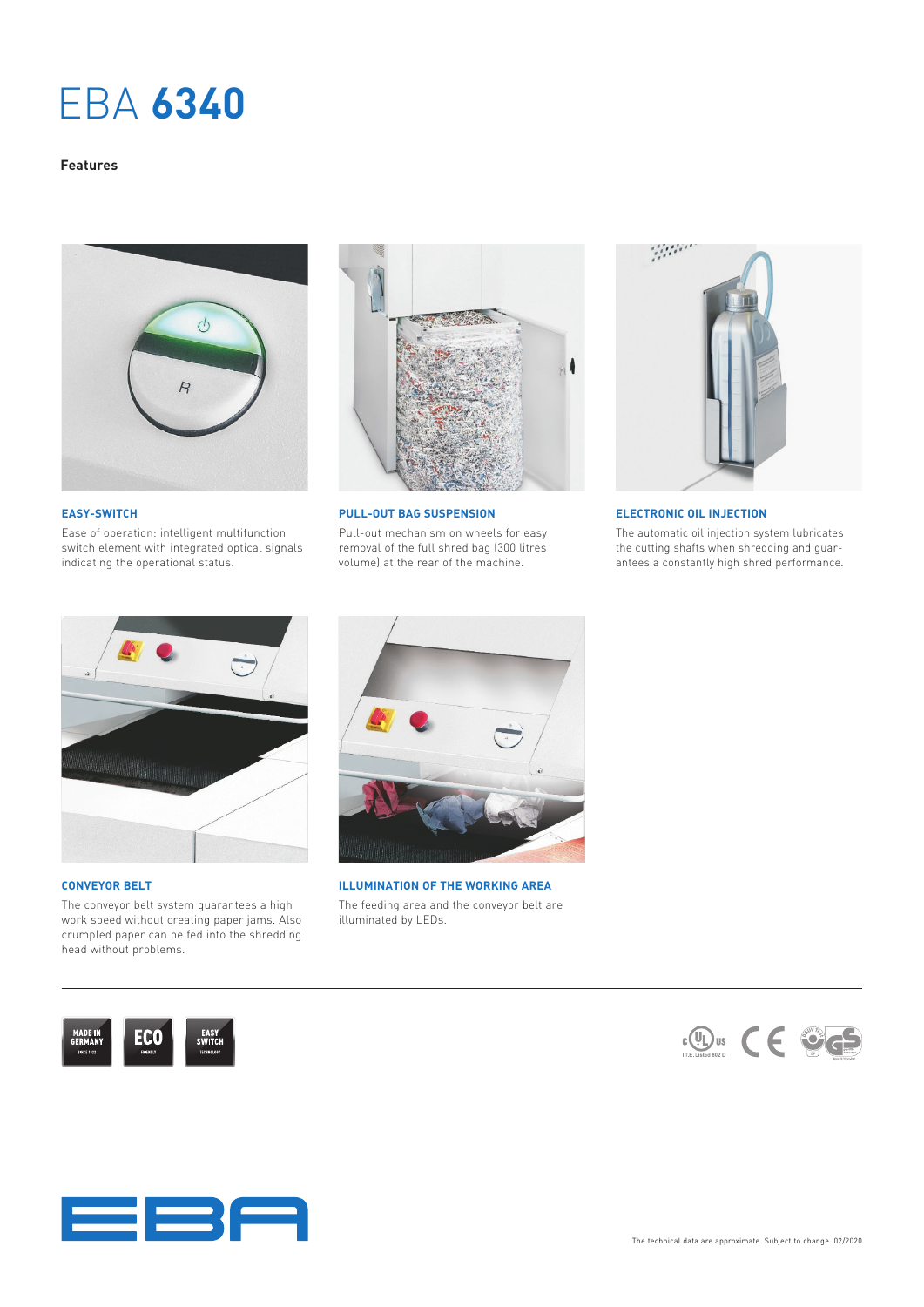# EBA **6340**

**Features**

### EASY-SWITCH

Ease of operation: intelligent multifunction switch element with integrated optical signals indicating the operational status.

### PULL-OUT BAG SUSPENSION

Pull-out mechanism on wheels for easy removal of the full shred bag (300 litres volume) at the rear of the machine.

### ELECTRONIC OIL INJECTION

The automatic oil injection system lubricates the cutting shafts when shredding and guarantees a constantly high shred performance.

### CONVEYOR BELT

The conveyor belt system guarantees a high work speed without creating paper jams. Also crumpled paper can be fed into the shredding head without problems.

### ILLUMINATION OF THE WORKING AREA

The feeding area and the conveyor belt are illuminated by LEDs.

The technical data are approximate. Subject to change. 02/2020